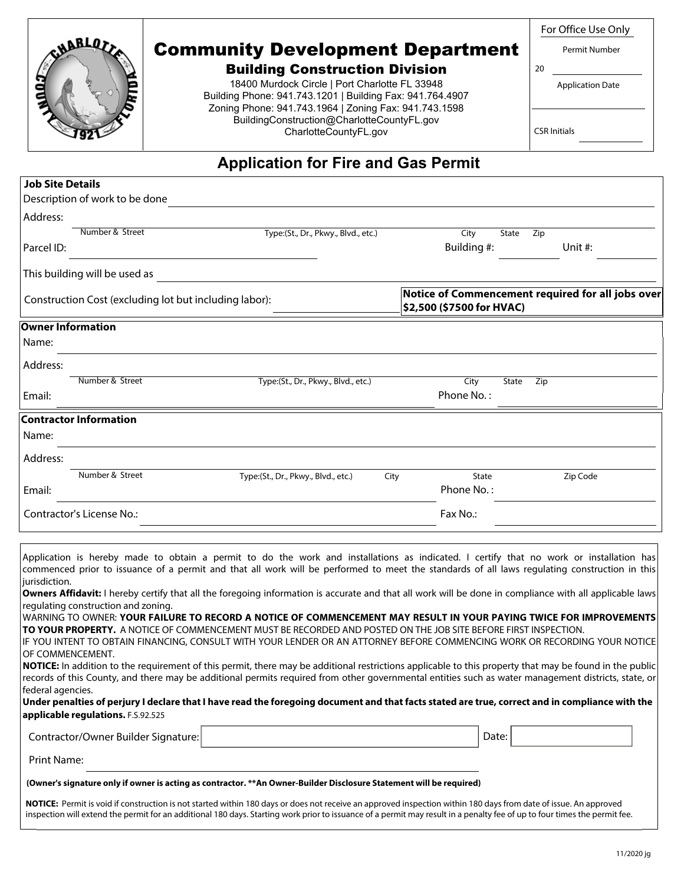# Community Development Department

## Building Construction Division

18400 Murdock Circle | Port Charlotte FL 33948
Building Phone: 941.743.1201 | Building Fax: 941.764.4907
Zoning Phone: 941.743.1964 | Zoning Fax: 941.743.1598
BuildingConstruction@CharlotteCountyFL.gov
CharlotteCountyFL.gov

For Office Use Only

Permit Number

20 ____________

Application Date

____________

CSR Initials ____________

## Application for Fire and Gas Permit

### Job Site Details

Description of work to be done ______________________________

Address: ______________________________
Number & Street | Type:(St., Dr., Pkwy., Blvd., etc.) | City | State | Zip

Parcel ID: ____________ Building #: ____________ Unit #: ____________

This building will be used as ______________________________

Construction Cost (excluding lot but including labor): ____________

**Notice of Commencement required for all jobs over $2,500 ($7500 for HVAC)**

### Owner Information

Name: ______________________________

Address: ______________________________
Number & Street | Type:(St., Dr., Pkwy., Blvd., etc.) | City | State | Zip

Email: ____________ Phone No. : ____________

### Contractor Information

Name: ______________________________

Address: ______________________________
Number & Street | Type:(St., Dr., Pkwy., Blvd., etc.) | City | State | Zip Code

Email: ____________ Phone No. : ____________

Contractor's License No.: ____________ Fax No.: ____________

---

Application is hereby made to obtain a permit to do the work and installations as indicated. I certify that no work or installation has commenced prior to issuance of a permit and that all work will be performed to meet the standards of all laws regulating construction in this jurisdiction.

**Owners Affidavit:** I hereby certify that all the foregoing information is accurate and that all work will be done in compliance with all applicable laws regulating construction and zoning.

WARNING TO OWNER: **YOUR FAILURE TO RECORD A NOTICE OF COMMENCEMENT MAY RESULT IN YOUR PAYING TWICE FOR IMPROVEMENTS TO YOUR PROPERTY.** A NOTICE OF COMMENCEMENT MUST BE RECORDED AND POSTED ON THE JOB SITE BEFORE FIRST INSPECTION.

IF YOU INTENT TO OBTAIN FINANCING, CONSULT WITH YOUR LENDER OR AN ATTORNEY BEFORE COMMENCING WORK OR RECORDING YOUR NOTICE OF COMMENCEMENT.

**NOTICE:** In addition to the requirement of this permit, there may be additional restrictions applicable to this property that may be found in the public records of this County, and there may be additional permits required from other governmental entities such as water management districts, state, or federal agencies.

**Under penalties of perjury I declare that I have read the foregoing document and that facts stated are true, correct and in compliance with the applicable regulations.** F.S.92.525

Contractor/Owner Builder Signature: ____________ Date: ____________

Print Name: ____________

**(Owner's signature only if owner is acting as contractor. **An Owner-Builder Disclosure Statement will be required)**

**NOTICE:** Permit is void if construction is not started within 180 days or does not receive an approved inspection within 180 days from date of issue. An approved inspection will extend the permit for an additional 180 days. Starting work prior to issuance of a permit may result in a penalty fee of up to four times the permit fee.

11/2020 jg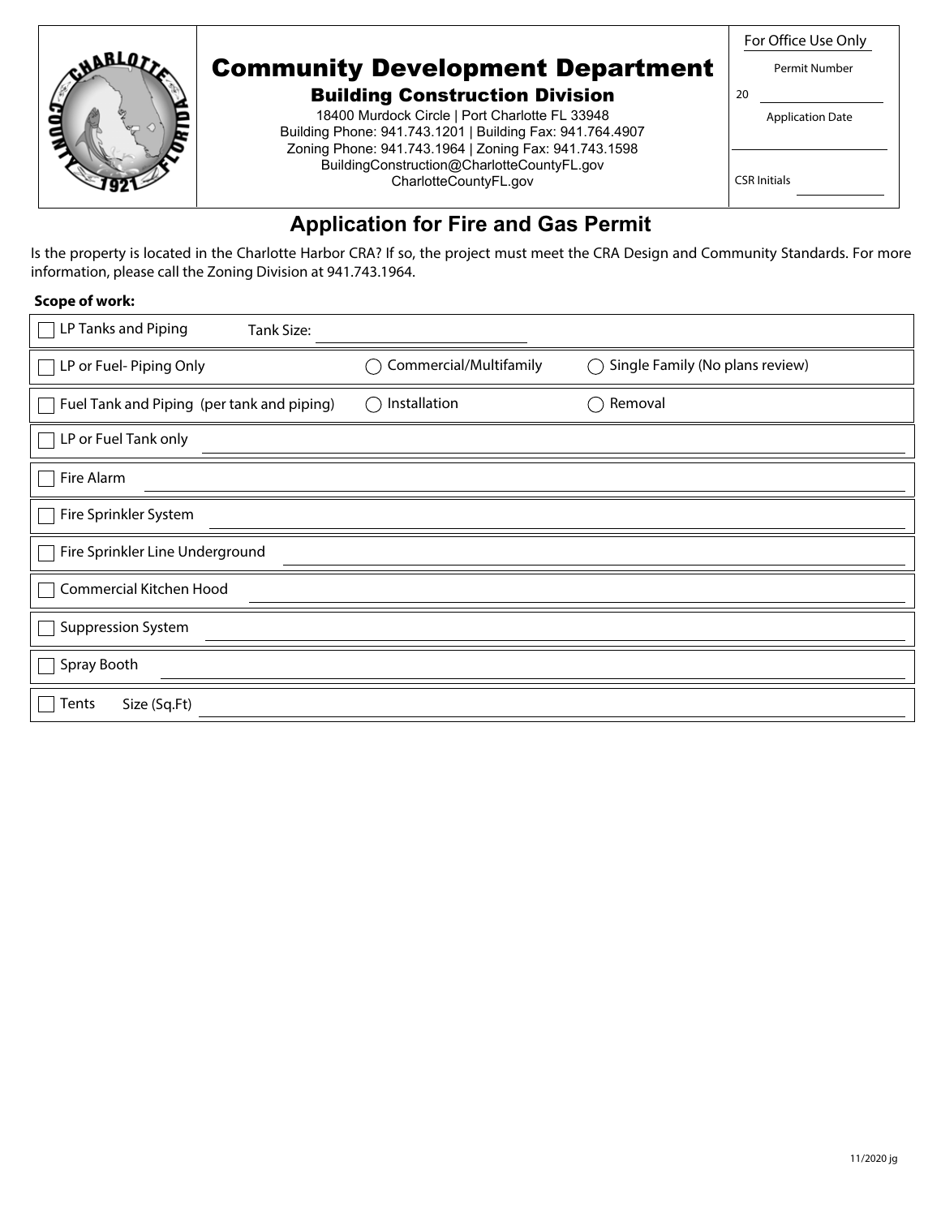# Community Development Department

## Building Construction Division

18400 Murdock Circle | Port Charlotte FL 33948
Building Phone: 941.743.1201 | Building Fax: 941.764.4907
Zoning Phone: 941.743.1964 | Zoning Fax: 941.743.1598
BuildingConstruction@CharlotteCountyFL.gov
CharlotteCountyFL.gov

For Office Use Only

Permit Number
20 ____________

Application Date
____________

CSR Initials ____________

## Application for Fire and Gas Permit

Is the property is located in the Charlotte Harbor CRA? If so, the project must meet the CRA Design and Community Standards. For more information, please call the Zoning Division at 941.743.1964.

**Scope of work:**

- ☐ LP Tanks and Piping Tank Size: ____________
- ☐ LP or Fuel- Piping Only ◯ Commercial/Multifamily ◯ Single Family (No plans review)
- ☐ Fuel Tank and Piping (per tank and piping) ◯ Installation ◯ Removal
- ☐ LP or Fuel Tank only ____________
- ☐ Fire Alarm ____________
- ☐ Fire Sprinkler System ____________
- ☐ Fire Sprinkler Line Underground ____________
- ☐ Commercial Kitchen Hood ____________
- ☐ Suppression System ____________
- ☐ Spray Booth ____________
- ☐ Tents Size (Sq.Ft) ____________

11/2020 jg